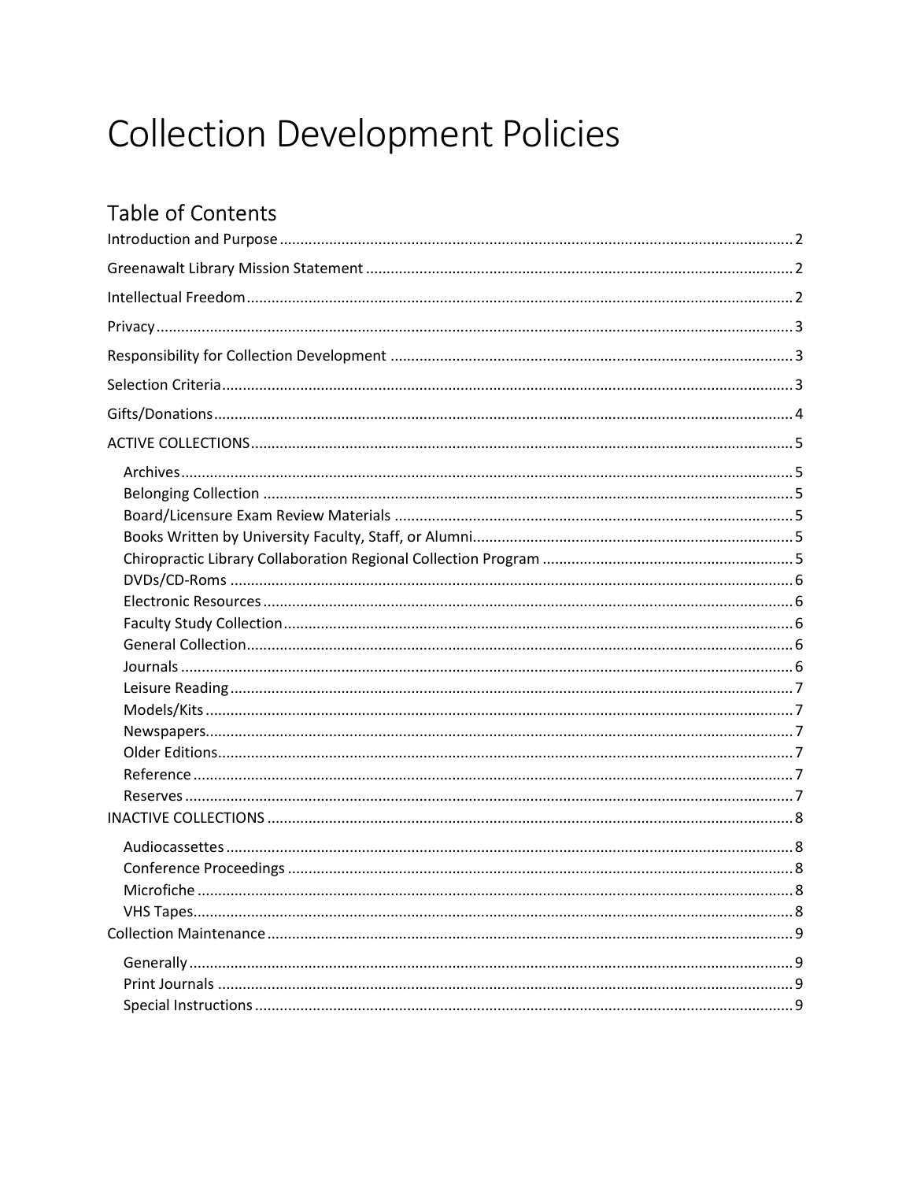# Collection Development Policies

## Table of Contents

- Introduction and Purpose ..... 2
- Greenawalt Library Mission Statement ..... 2
- Intellectual Freedom ..... 2
- Privacy ..... 3
- Responsibility for Collection Development ..... 3
- Selection Criteria ..... 3
- Gifts/Donations ..... 4
- ACTIVE COLLECTIONS ..... 5
  - Archives ..... 5
  - Belonging Collection ..... 5
  - Board/Licensure Exam Review Materials ..... 5
  - Books Written by University Faculty, Staff, or Alumni ..... 5
  - Chiropractic Library Collaboration Regional Collection Program ..... 5
  - DVDs/CD-Roms ..... 6
  - Electronic Resources ..... 6
  - Faculty Study Collection ..... 6
  - General Collection ..... 6
  - Journals ..... 6
  - Leisure Reading ..... 7
  - Models/Kits ..... 7
  - Newspapers ..... 7
  - Older Editions ..... 7
  - Reference ..... 7
  - Reserves ..... 7
- INACTIVE COLLECTIONS ..... 8
  - Audiocassettes ..... 8
  - Conference Proceedings ..... 8
  - Microfiche ..... 8
  - VHS Tapes ..... 8
- Collection Maintenance ..... 9
  - Generally ..... 9
  - Print Journals ..... 9
  - Special Instructions ..... 9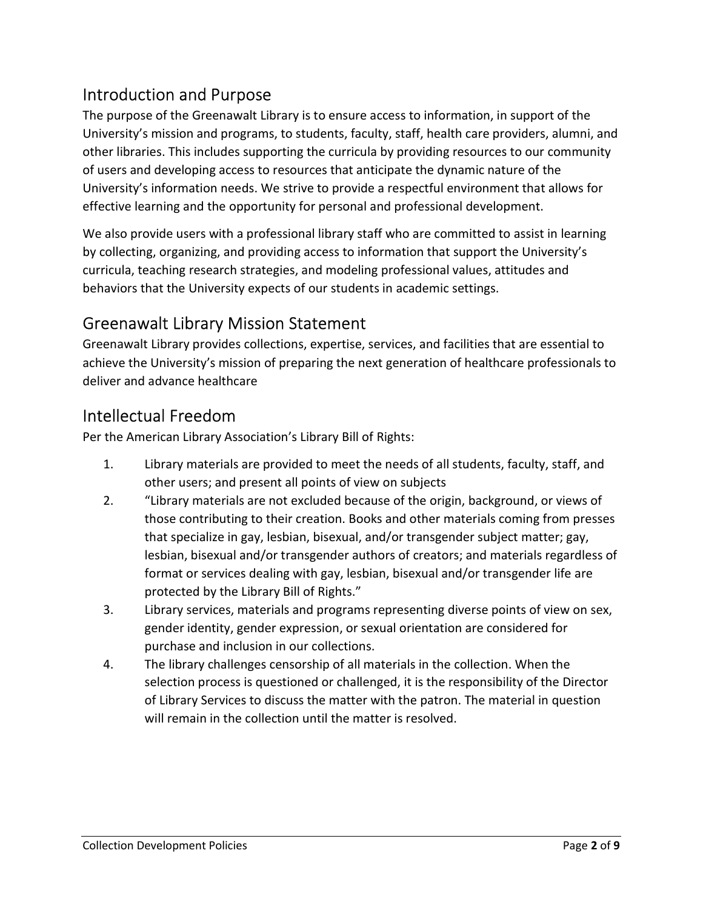## Introduction and Purpose

The purpose of the Greenawalt Library is to ensure access to information, in support of the University's mission and programs, to students, faculty, staff, health care providers, alumni, and other libraries. This includes supporting the curricula by providing resources to our community of users and developing access to resources that anticipate the dynamic nature of the University's information needs. We strive to provide a respectful environment that allows for effective learning and the opportunity for personal and professional development.

We also provide users with a professional library staff who are committed to assist in learning by collecting, organizing, and providing access to information that support the University's curricula, teaching research strategies, and modeling professional values, attitudes and behaviors that the University expects of our students in academic settings.

## Greenawalt Library Mission Statement

Greenawalt Library provides collections, expertise, services, and facilities that are essential to achieve the University's mission of preparing the next generation of healthcare professionals to deliver and advance healthcare

## Intellectual Freedom

Per the American Library Association's Library Bill of Rights:

1. Library materials are provided to meet the needs of all students, faculty, staff, and other users; and present all points of view on subjects
2. "Library materials are not excluded because of the origin, background, or views of those contributing to their creation. Books and other materials coming from presses that specialize in gay, lesbian, bisexual, and/or transgender subject matter; gay, lesbian, bisexual and/or transgender authors of creators; and materials regardless of format or services dealing with gay, lesbian, bisexual and/or transgender life are protected by the Library Bill of Rights."
3. Library services, materials and programs representing diverse points of view on sex, gender identity, gender expression, or sexual orientation are considered for purchase and inclusion in our collections.
4. The library challenges censorship of all materials in the collection. When the selection process is questioned or challenged, it is the responsibility of the Director of Library Services to discuss the matter with the patron. The material in question will remain in the collection until the matter is resolved.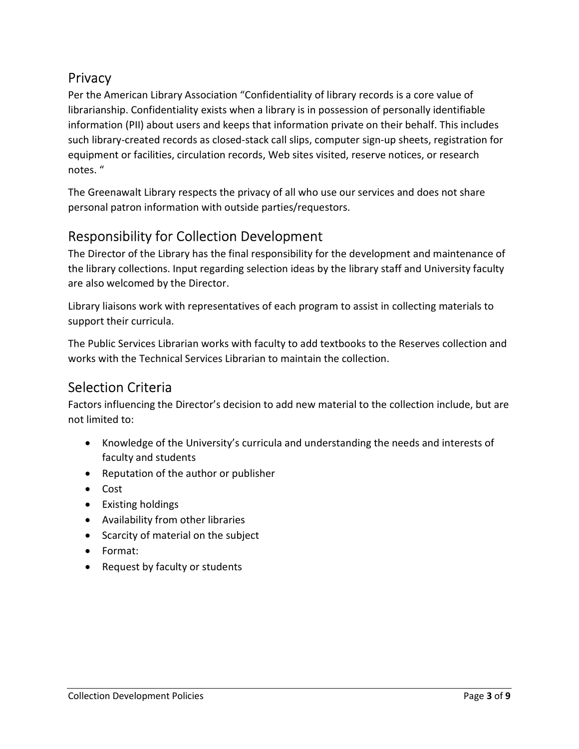## Privacy

Per the American Library Association "Confidentiality of library records is a core value of librarianship. Confidentiality exists when a library is in possession of personally identifiable information (PII) about users and keeps that information private on their behalf. This includes such library-created records as closed-stack call slips, computer sign-up sheets, registration for equipment or facilities, circulation records, Web sites visited, reserve notices, or research notes. "

The Greenawalt Library respects the privacy of all who use our services and does not share personal patron information with outside parties/requestors.

## Responsibility for Collection Development

The Director of the Library has the final responsibility for the development and maintenance of the library collections. Input regarding selection ideas by the library staff and University faculty are also welcomed by the Director.

Library liaisons work with representatives of each program to assist in collecting materials to support their curricula.

The Public Services Librarian works with faculty to add textbooks to the Reserves collection and works with the Technical Services Librarian to maintain the collection.

## Selection Criteria

Factors influencing the Director's decision to add new material to the collection include, but are not limited to:

- Knowledge of the University's curricula and understanding the needs and interests of faculty and students
- Reputation of the author or publisher
- Cost
- Existing holdings
- Availability from other libraries
- Scarcity of material on the subject
- Format:
- Request by faculty or students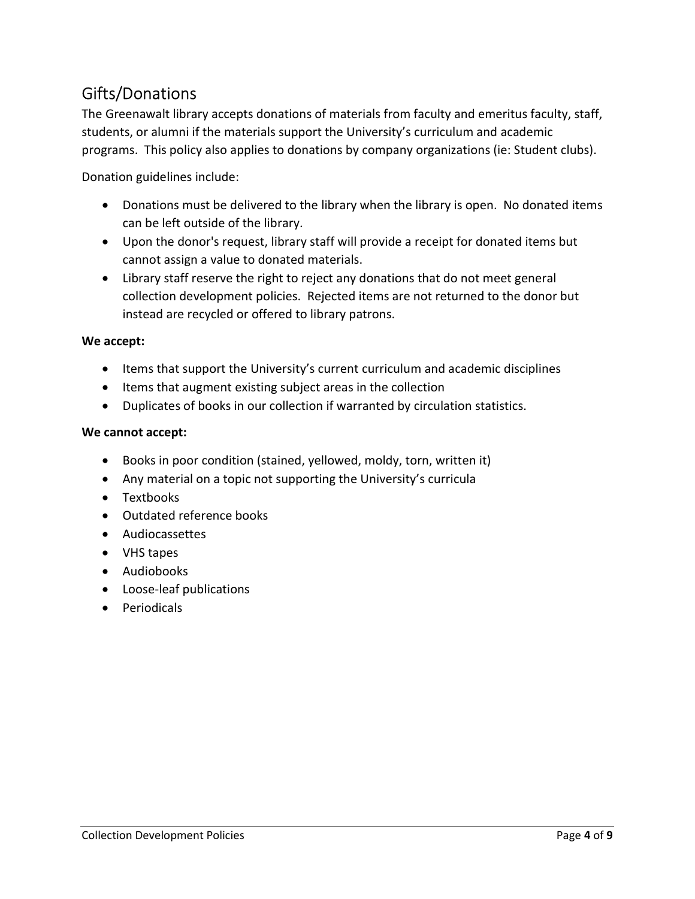## Gifts/Donations

The Greenawalt library accepts donations of materials from faculty and emeritus faculty, staff, students, or alumni if the materials support the University's curriculum and academic programs. This policy also applies to donations by company organizations (ie: Student clubs).

Donation guidelines include:

- Donations must be delivered to the library when the library is open. No donated items can be left outside of the library.
- Upon the donor's request, library staff will provide a receipt for donated items but cannot assign a value to donated materials.
- Library staff reserve the right to reject any donations that do not meet general collection development policies. Rejected items are not returned to the donor but instead are recycled or offered to library patrons.

**We accept:**

- Items that support the University's current curriculum and academic disciplines
- Items that augment existing subject areas in the collection
- Duplicates of books in our collection if warranted by circulation statistics.

**We cannot accept:**

- Books in poor condition (stained, yellowed, moldy, torn, written it)
- Any material on a topic not supporting the University's curricula
- Textbooks
- Outdated reference books
- Audiocassettes
- VHS tapes
- Audiobooks
- Loose-leaf publications
- Periodicals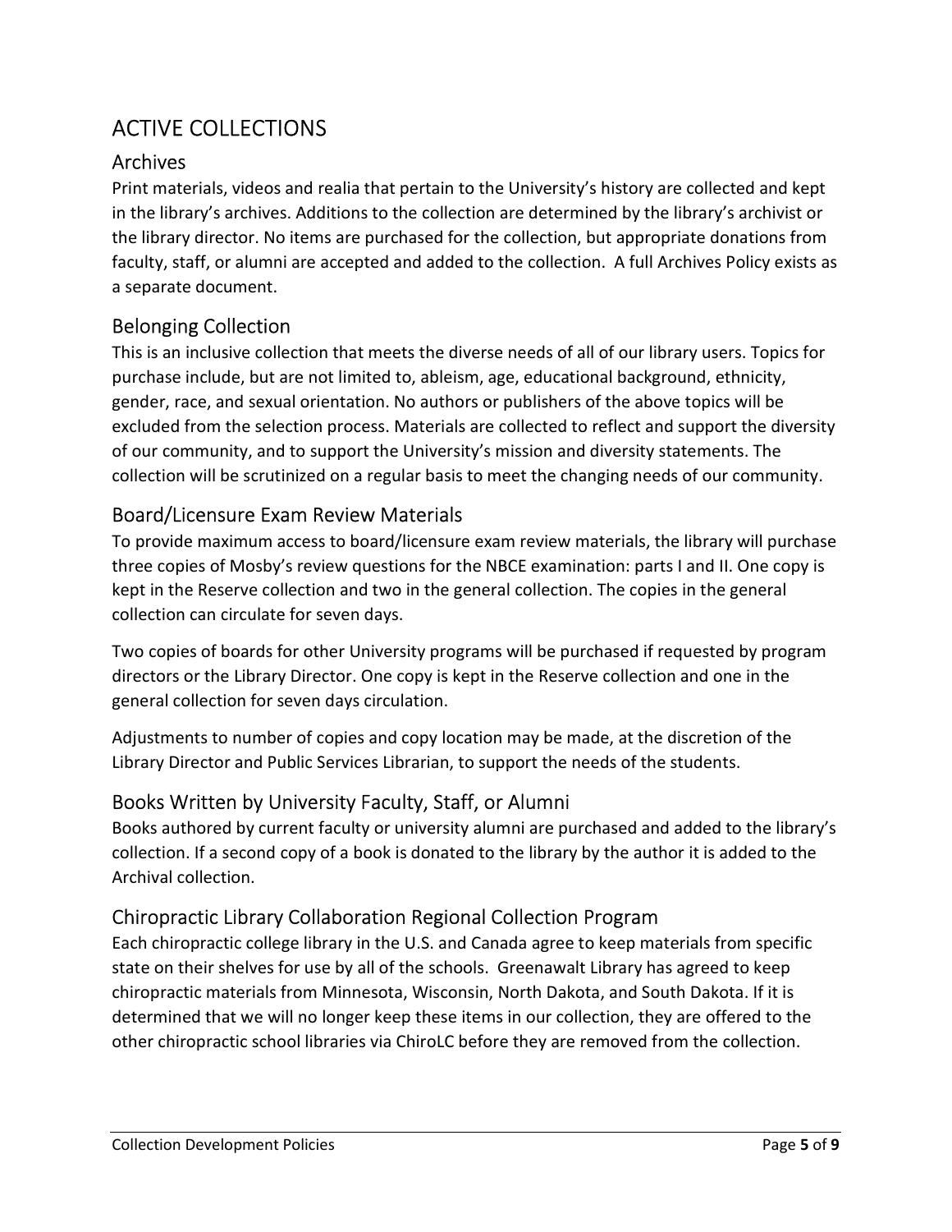# ACTIVE COLLECTIONS

## Archives

Print materials, videos and realia that pertain to the University's history are collected and kept in the library's archives. Additions to the collection are determined by the library's archivist or the library director. No items are purchased for the collection, but appropriate donations from faculty, staff, or alumni are accepted and added to the collection. A full Archives Policy exists as a separate document.

## Belonging Collection

This is an inclusive collection that meets the diverse needs of all of our library users. Topics for purchase include, but are not limited to, ableism, age, educational background, ethnicity, gender, race, and sexual orientation. No authors or publishers of the above topics will be excluded from the selection process. Materials are collected to reflect and support the diversity of our community, and to support the University's mission and diversity statements. The collection will be scrutinized on a regular basis to meet the changing needs of our community.

## Board/Licensure Exam Review Materials

To provide maximum access to board/licensure exam review materials, the library will purchase three copies of Mosby's review questions for the NBCE examination: parts I and II. One copy is kept in the Reserve collection and two in the general collection. The copies in the general collection can circulate for seven days.

Two copies of boards for other University programs will be purchased if requested by program directors or the Library Director. One copy is kept in the Reserve collection and one in the general collection for seven days circulation.

Adjustments to number of copies and copy location may be made, at the discretion of the Library Director and Public Services Librarian, to support the needs of the students.

## Books Written by University Faculty, Staff, or Alumni

Books authored by current faculty or university alumni are purchased and added to the library's collection. If a second copy of a book is donated to the library by the author it is added to the Archival collection.

## Chiropractic Library Collaboration Regional Collection Program

Each chiropractic college library in the U.S. and Canada agree to keep materials from specific state on their shelves for use by all of the schools. Greenawalt Library has agreed to keep chiropractic materials from Minnesota, Wisconsin, North Dakota, and South Dakota. If it is determined that we will no longer keep these items in our collection, they are offered to the other chiropractic school libraries via ChiroLC before they are removed from the collection.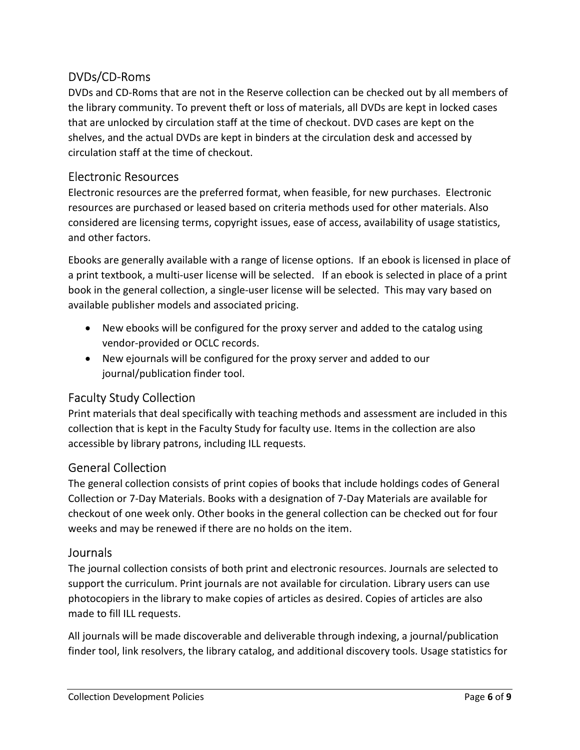## DVDs/CD-Roms

DVDs and CD-Roms that are not in the Reserve collection can be checked out by all members of the library community. To prevent theft or loss of materials, all DVDs are kept in locked cases that are unlocked by circulation staff at the time of checkout. DVD cases are kept on the shelves, and the actual DVDs are kept in binders at the circulation desk and accessed by circulation staff at the time of checkout.

## Electronic Resources

Electronic resources are the preferred format, when feasible, for new purchases. Electronic resources are purchased or leased based on criteria methods used for other materials. Also considered are licensing terms, copyright issues, ease of access, availability of usage statistics, and other factors.

Ebooks are generally available with a range of license options. If an ebook is licensed in place of a print textbook, a multi-user license will be selected. If an ebook is selected in place of a print book in the general collection, a single-user license will be selected. This may vary based on available publisher models and associated pricing.

- New ebooks will be configured for the proxy server and added to the catalog using vendor-provided or OCLC records.
- New ejournals will be configured for the proxy server and added to our journal/publication finder tool.

## Faculty Study Collection

Print materials that deal specifically with teaching methods and assessment are included in this collection that is kept in the Faculty Study for faculty use. Items in the collection are also accessible by library patrons, including ILL requests.

## General Collection

The general collection consists of print copies of books that include holdings codes of General Collection or 7-Day Materials. Books with a designation of 7-Day Materials are available for checkout of one week only. Other books in the general collection can be checked out for four weeks and may be renewed if there are no holds on the item.

## Journals

The journal collection consists of both print and electronic resources. Journals are selected to support the curriculum. Print journals are not available for circulation. Library users can use photocopiers in the library to make copies of articles as desired. Copies of articles are also made to fill ILL requests.

All journals will be made discoverable and deliverable through indexing, a journal/publication finder tool, link resolvers, the library catalog, and additional discovery tools. Usage statistics for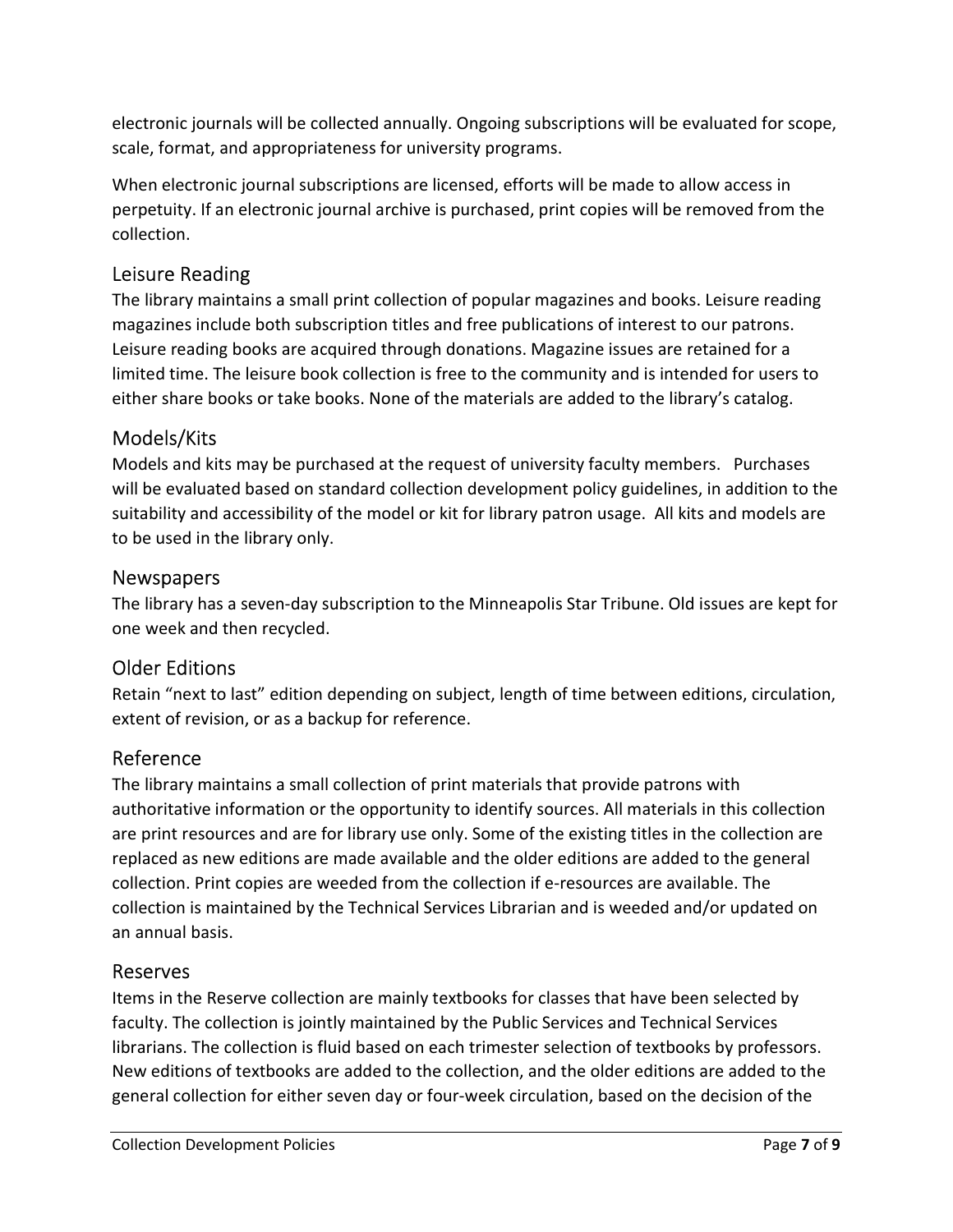electronic journals will be collected annually. Ongoing subscriptions will be evaluated for scope, scale, format, and appropriateness for university programs.

When electronic journal subscriptions are licensed, efforts will be made to allow access in perpetuity. If an electronic journal archive is purchased, print copies will be removed from the collection.

## Leisure Reading

The library maintains a small print collection of popular magazines and books. Leisure reading magazines include both subscription titles and free publications of interest to our patrons. Leisure reading books are acquired through donations. Magazine issues are retained for a limited time. The leisure book collection is free to the community and is intended for users to either share books or take books. None of the materials are added to the library's catalog.

## Models/Kits

Models and kits may be purchased at the request of university faculty members. Purchases will be evaluated based on standard collection development policy guidelines, in addition to the suitability and accessibility of the model or kit for library patron usage. All kits and models are to be used in the library only.

## Newspapers

The library has a seven-day subscription to the Minneapolis Star Tribune. Old issues are kept for one week and then recycled.

## Older Editions

Retain "next to last" edition depending on subject, length of time between editions, circulation, extent of revision, or as a backup for reference.

## Reference

The library maintains a small collection of print materials that provide patrons with authoritative information or the opportunity to identify sources. All materials in this collection are print resources and are for library use only. Some of the existing titles in the collection are replaced as new editions are made available and the older editions are added to the general collection. Print copies are weeded from the collection if e-resources are available. The collection is maintained by the Technical Services Librarian and is weeded and/or updated on an annual basis.

## Reserves

Items in the Reserve collection are mainly textbooks for classes that have been selected by faculty. The collection is jointly maintained by the Public Services and Technical Services librarians. The collection is fluid based on each trimester selection of textbooks by professors. New editions of textbooks are added to the collection, and the older editions are added to the general collection for either seven day or four-week circulation, based on the decision of the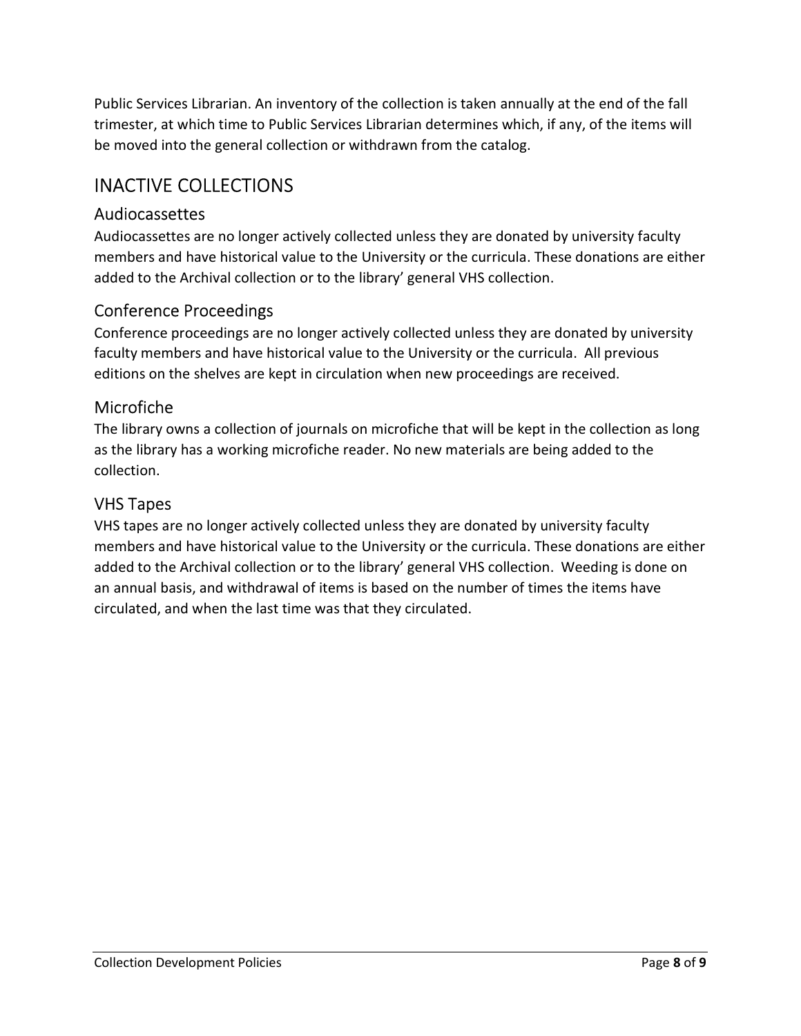Public Services Librarian. An inventory of the collection is taken annually at the end of the fall trimester, at which time to Public Services Librarian determines which, if any, of the items will be moved into the general collection or withdrawn from the catalog.

# INACTIVE COLLECTIONS

## Audiocassettes

Audiocassettes are no longer actively collected unless they are donated by university faculty members and have historical value to the University or the curricula. These donations are either added to the Archival collection or to the library' general VHS collection.

## Conference Proceedings

Conference proceedings are no longer actively collected unless they are donated by university faculty members and have historical value to the University or the curricula. All previous editions on the shelves are kept in circulation when new proceedings are received.

## Microfiche

The library owns a collection of journals on microfiche that will be kept in the collection as long as the library has a working microfiche reader. No new materials are being added to the collection.

## VHS Tapes

VHS tapes are no longer actively collected unless they are donated by university faculty members and have historical value to the University or the curricula. These donations are either added to the Archival collection or to the library' general VHS collection. Weeding is done on an annual basis, and withdrawal of items is based on the number of times the items have circulated, and when the last time was that they circulated.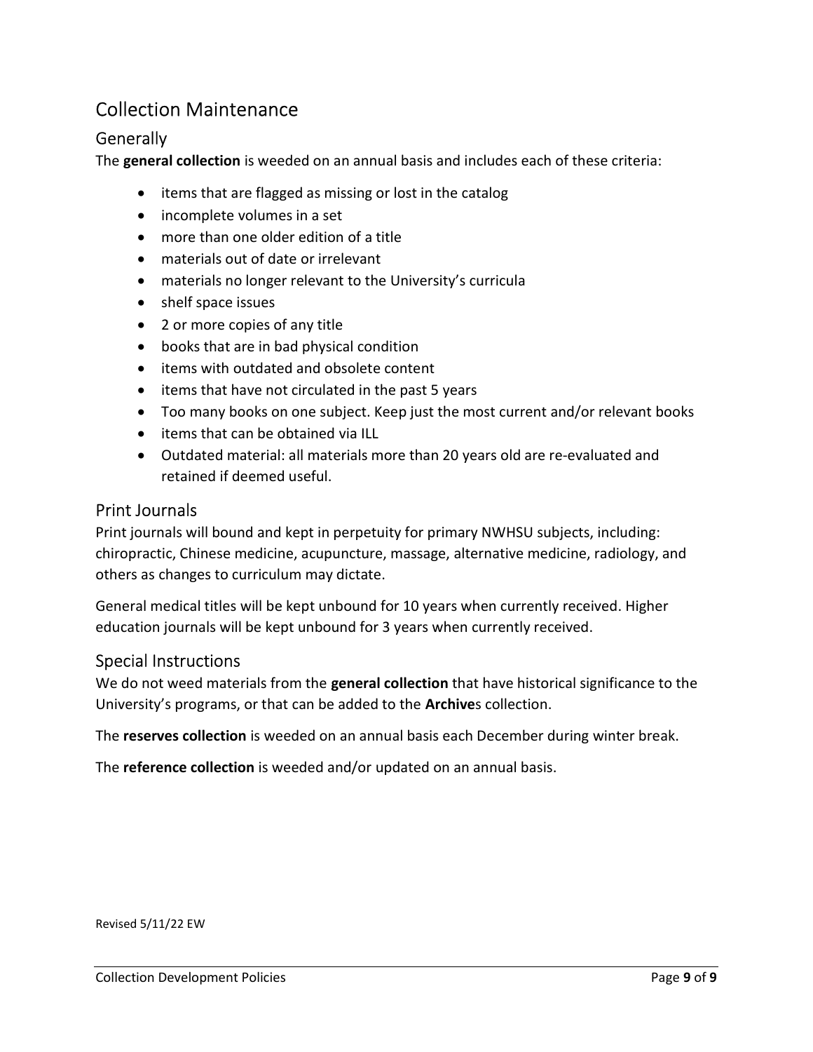# Collection Maintenance

## Generally

The **general collection** is weeded on an annual basis and includes each of these criteria:

- items that are flagged as missing or lost in the catalog
- incomplete volumes in a set
- more than one older edition of a title
- materials out of date or irrelevant
- materials no longer relevant to the University's curricula
- shelf space issues
- 2 or more copies of any title
- books that are in bad physical condition
- items with outdated and obsolete content
- items that have not circulated in the past 5 years
- Too many books on one subject. Keep just the most current and/or relevant books
- items that can be obtained via ILL
- Outdated material: all materials more than 20 years old are re-evaluated and retained if deemed useful.

## Print Journals

Print journals will bound and kept in perpetuity for primary NWHSU subjects, including: chiropractic, Chinese medicine, acupuncture, massage, alternative medicine, radiology, and others as changes to curriculum may dictate.

General medical titles will be kept unbound for 10 years when currently received. Higher education journals will be kept unbound for 3 years when currently received.

## Special Instructions

We do not weed materials from the **general collection** that have historical significance to the University's programs, or that can be added to the **Archive**s collection.

The **reserves collection** is weeded on an annual basis each December during winter break.

The **reference collection** is weeded and/or updated on an annual basis.

Revised 5/11/22 EW